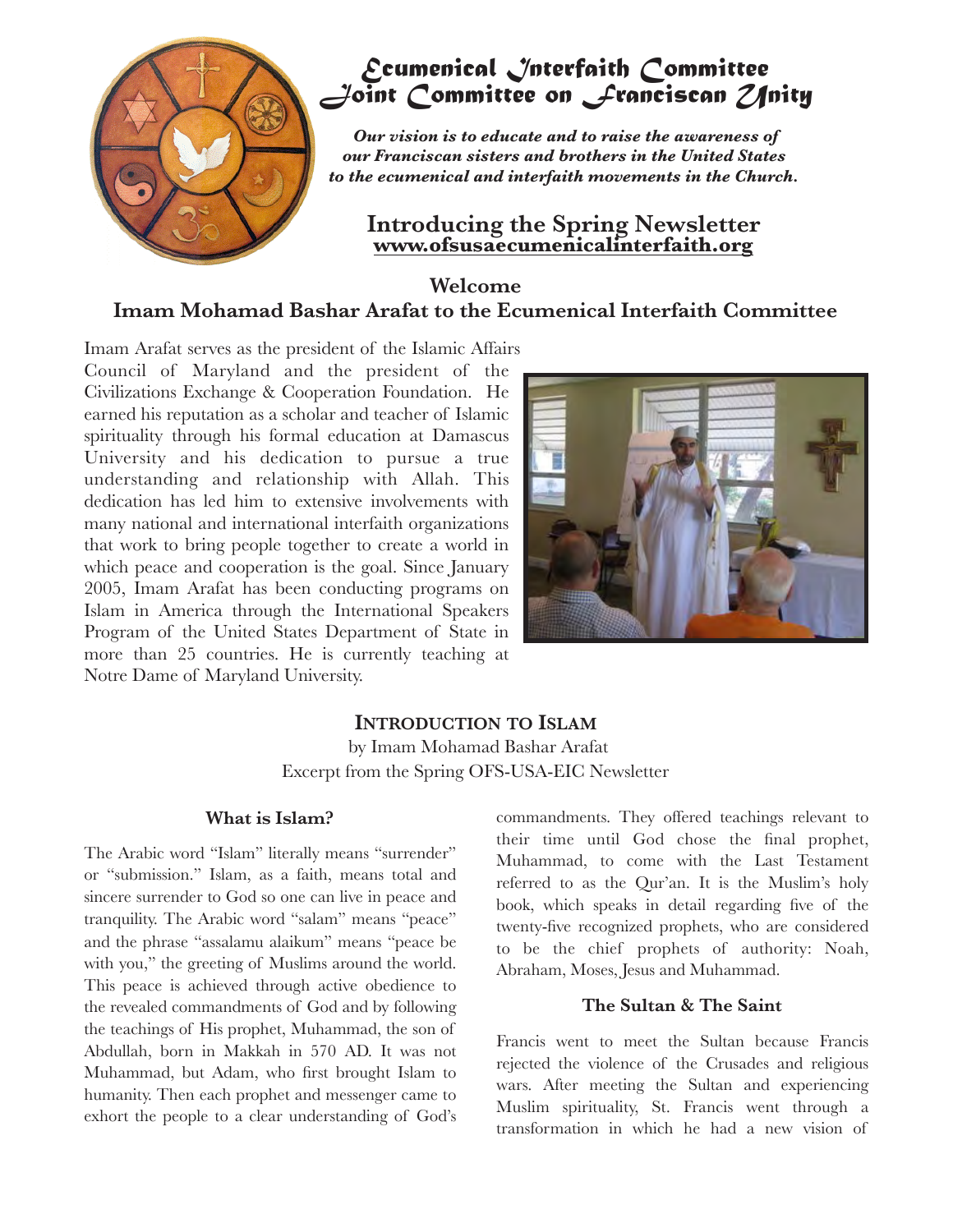# Ecumenical Interfaith Committee
# Joint Committee on Franciscan Unity

***Our vision is to educate and to raise the awareness of our Franciscan sisters and brothers in the United States to the ecumenical and interfaith movements in the Church.***

## Introducing the Spring Newsletter

**www.ofsusaecumenicalinterfaith.org**

## Welcome
## Imam Mohamad Bashar Arafat to the Ecumenical Interfaith Committee

Imam Arafat serves as the president of the Islamic Affairs Council of Maryland and the president of the Civilizations Exchange & Cooperation Foundation. He earned his reputation as a scholar and teacher of Islamic spirituality through his formal education at Damascus University and his dedication to pursue a true understanding and relationship with Allah. This dedication has led him to extensive involvements with many national and international interfaith organizations that work to bring people together to create a world in which peace and cooperation is the goal. Since January 2005, Imam Arafat has been conducting programs on Islam in America through the International Speakers Program of the United States Department of State in more than 25 countries. He is currently teaching at Notre Dame of Maryland University.

## Introduction to Islam

by Imam Mohamad Bashar Arafat
Excerpt from the Spring OFS-USA-EIC Newsletter

### What is Islam?

The Arabic word "Islam" literally means "surrender" or "submission." Islam, as a faith, means total and sincere surrender to God so one can live in peace and tranquility. The Arabic word "salam" means "peace" and the phrase "assalamu alaikum" means "peace be with you," the greeting of Muslims around the world. This peace is achieved through active obedience to the revealed commandments of God and by following the teachings of His prophet, Muhammad, the son of Abdullah, born in Makkah in 570 AD. It was not Muhammad, but Adam, who first brought Islam to humanity. Then each prophet and messenger came to exhort the people to a clear understanding of God's commandments. They offered teachings relevant to their time until God chose the final prophet, Muhammad, to come with the Last Testament referred to as the Qur'an. It is the Muslim's holy book, which speaks in detail regarding five of the twenty-five recognized prophets, who are considered to be the chief prophets of authority: Noah, Abraham, Moses, Jesus and Muhammad.

### The Sultan & The Saint

Francis went to meet the Sultan because Francis rejected the violence of the Crusades and religious wars. After meeting the Sultan and experiencing Muslim spirituality, St. Francis went through a transformation in which he had a new vision of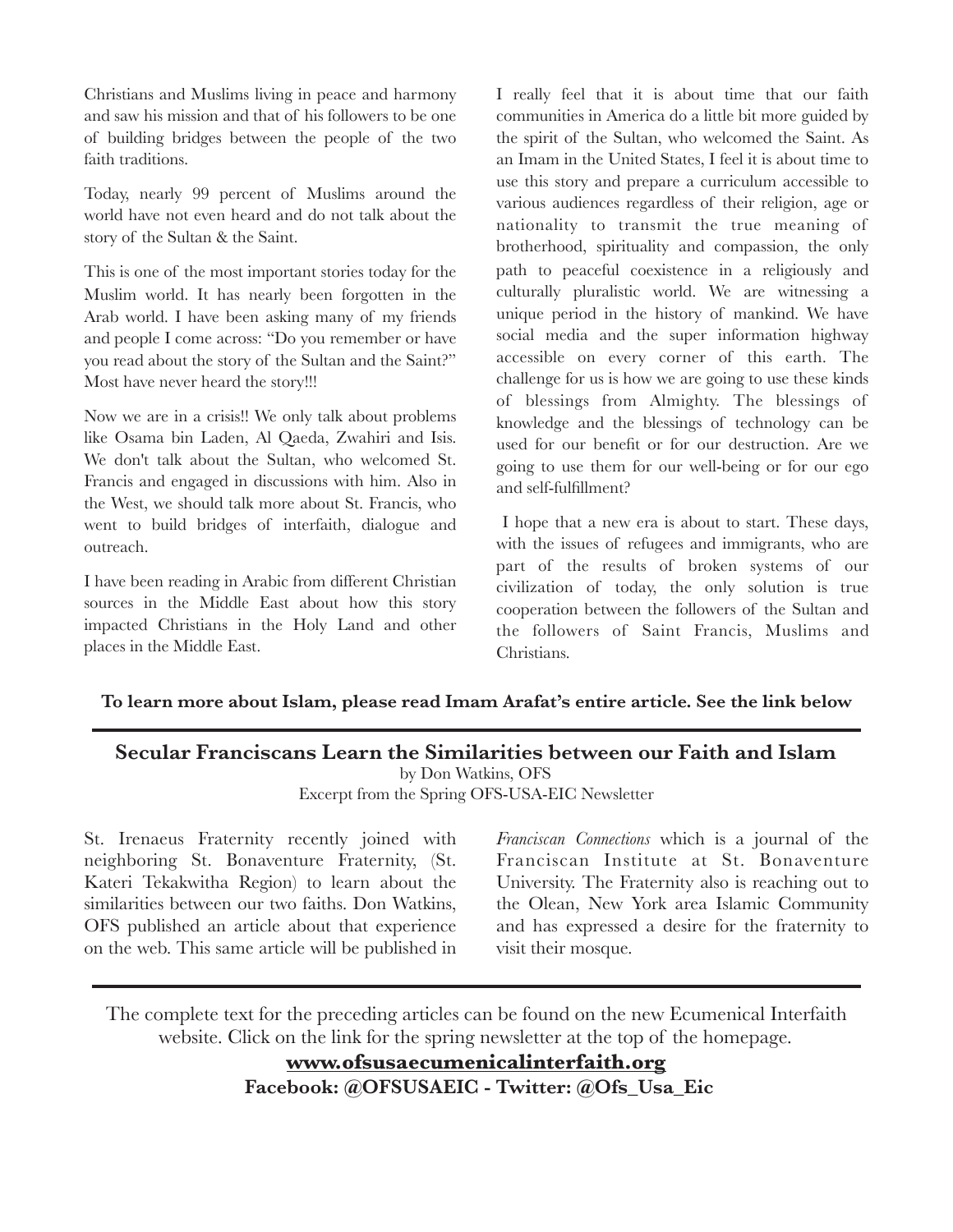Christians and Muslims living in peace and harmony and saw his mission and that of his followers to be one of building bridges between the people of the two faith traditions.

Today, nearly 99 percent of Muslims around the world have not even heard and do not talk about the story of the Sultan & the Saint.

This is one of the most important stories today for the Muslim world. It has nearly been forgotten in the Arab world. I have been asking many of my friends and people I come across: "Do you remember or have you read about the story of the Sultan and the Saint?" Most have never heard the story!!!

Now we are in a crisis!! We only talk about problems like Osama bin Laden, Al Qaeda, Zwahiri and Isis. We don't talk about the Sultan, who welcomed St. Francis and engaged in discussions with him. Also in the West, we should talk more about St. Francis, who went to build bridges of interfaith, dialogue and outreach.

I have been reading in Arabic from different Christian sources in the Middle East about how this story impacted Christians in the Holy Land and other places in the Middle East.

I really feel that it is about time that our faith communities in America do a little bit more guided by the spirit of the Sultan, who welcomed the Saint. As an Imam in the United States, I feel it is about time to use this story and prepare a curriculum accessible to various audiences regardless of their religion, age or nationality to transmit the true meaning of brotherhood, spirituality and compassion, the only path to peaceful coexistence in a religiously and culturally pluralistic world. We are witnessing a unique period in the history of mankind. We have social media and the super information highway accessible on every corner of this earth. The challenge for us is how we are going to use these kinds of blessings from Almighty. The blessings of knowledge and the blessings of technology can be used for our benefit or for our destruction. Are we going to use them for our well-being or for our ego and self-fulfillment?

I hope that a new era is about to start. These days, with the issues of refugees and immigrants, who are part of the results of broken systems of our civilization of today, the only solution is true cooperation between the followers of the Sultan and the followers of Saint Francis, Muslims and Christians.

**To learn more about Islam, please read Imam Arafat's entire article. See the link below**

---

## Secular Franciscans Learn the Similarities between our Faith and Islam

by Don Watkins, OFS

Excerpt from the Spring OFS-USA-EIC Newsletter

St. Irenaeus Fraternity recently joined with neighboring St. Bonaventure Fraternity, (St. Kateri Tekakwitha Region) to learn about the similarities between our two faiths. Don Watkins, OFS published an article about that experience on the web. This same article will be published in *Franciscan Connections* which is a journal of the Franciscan Institute at St. Bonaventure University. The Fraternity also is reaching out to the Olean, New York area Islamic Community and has expressed a desire for the fraternity to visit their mosque.

---

The complete text for the preceding articles can be found on the new Ecumenical Interfaith website. Click on the link for the spring newsletter at the top of the homepage.

**www.ofsusaecumenicalinterfaith.org**

**Facebook: @OFSUSAEIC - Twitter: @Ofs_Usa_Eic**